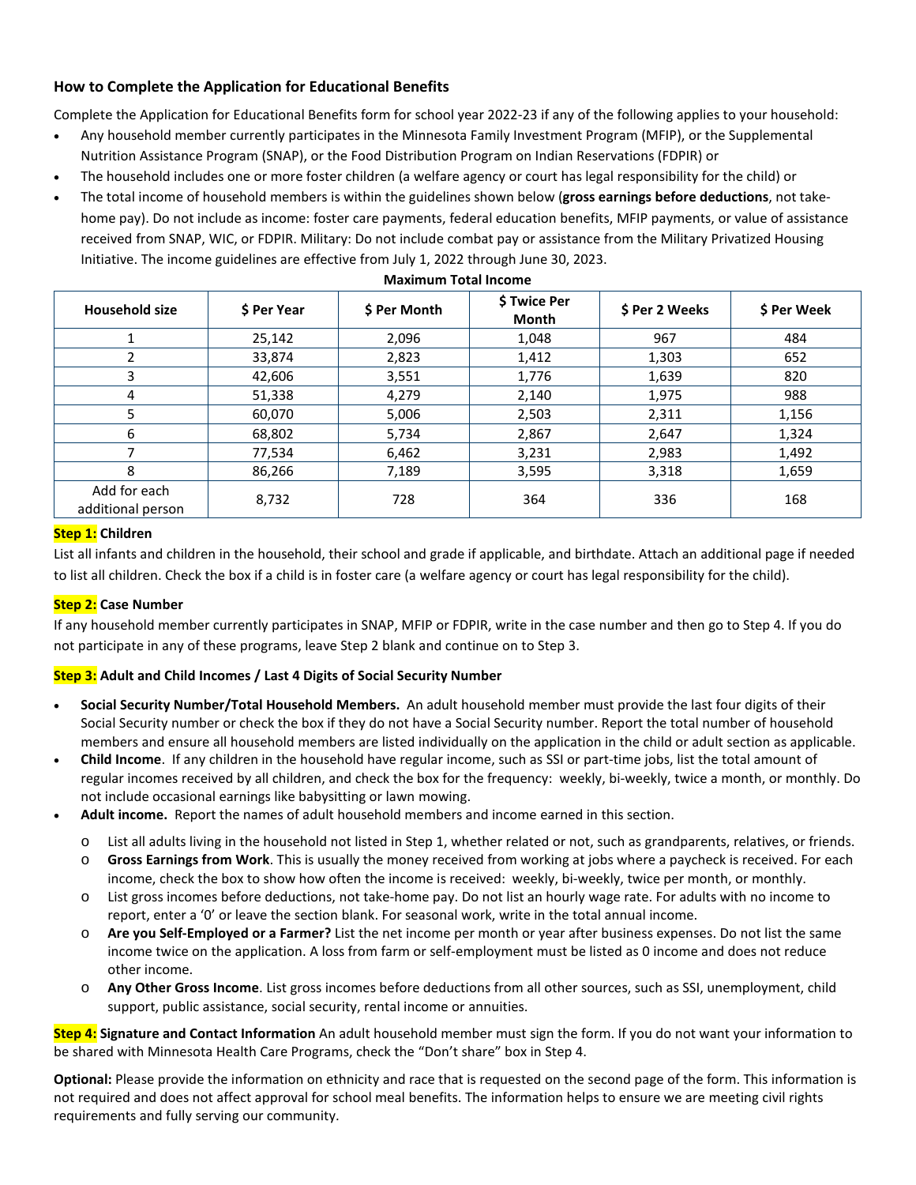### How to Complete the Application for Educational Benefits

Complete the Application for Educational Benefits form for school year 2022-23 if any of the following applies to your household:

- Any household member currently participates in the Minnesota Family Investment Program (MFIP), or the Supplemental Nutrition Assistance Program (SNAP), or the Food Distribution Program on Indian Reservations (FDPIR) or
- The household includes one or more foster children (a welfare agency or court has legal responsibility for the child) or
- The total income of household members is within the guidelines shown below (**gross earnings before deductions**, not take-home pay). Do not include as income: foster care payments, federal education benefits, MFIP payments, or value of assistance received from SNAP, WIC, or FDPIR. Military: Do not include combat pay or assistance from the Military Privatized Housing Initiative. The income guidelines are effective from July 1, 2022 through June 30, 2023.

**Maximum Total Income**

| Household size | $ Per Year | $ Per Month | $ Twice Per Month | $ Per 2 Weeks | $ Per Week |
|---|---|---|---|---|---|
| 1 | 25,142 | 2,096 | 1,048 | 967 | 484 |
| 2 | 33,874 | 2,823 | 1,412 | 1,303 | 652 |
| 3 | 42,606 | 3,551 | 1,776 | 1,639 | 820 |
| 4 | 51,338 | 4,279 | 2,140 | 1,975 | 988 |
| 5 | 60,070 | 5,006 | 2,503 | 2,311 | 1,156 |
| 6 | 68,802 | 5,734 | 2,867 | 2,647 | 1,324 |
| 7 | 77,534 | 6,462 | 3,231 | 2,983 | 1,492 |
| 8 | 86,266 | 7,189 | 3,595 | 3,318 | 1,659 |
| Add for each additional person | 8,732 | 728 | 364 | 336 | 168 |

**Step 1: Children**

List all infants and children in the household, their school and grade if applicable, and birthdate. Attach an additional page if needed to list all children. Check the box if a child is in foster care (a welfare agency or court has legal responsibility for the child).

**Step 2: Case Number**

If any household member currently participates in SNAP, MFIP or FDPIR, write in the case number and then go to Step 4. If you do not participate in any of these programs, leave Step 2 blank and continue on to Step 3.

**Step 3: Adult and Child Incomes / Last 4 Digits of Social Security Number**

- **Social Security Number/Total Household Members.** An adult household member must provide the last four digits of their Social Security number or check the box if they do not have a Social Security number. Report the total number of household members and ensure all household members are listed individually on the application in the child or adult section as applicable.
- **Child Income**. If any children in the household have regular income, such as SSI or part-time jobs, list the total amount of regular incomes received by all children, and check the box for the frequency: weekly, bi-weekly, twice a month, or monthly. Do not include occasional earnings like babysitting or lawn mowing.
- **Adult income.** Report the names of adult household members and income earned in this section.
  - List all adults living in the household not listed in Step 1, whether related or not, such as grandparents, relatives, or friends.
  - **Gross Earnings from Work**. This is usually the money received from working at jobs where a paycheck is received. For each income, check the box to show how often the income is received: weekly, bi-weekly, twice per month, or monthly.
  - List gross incomes before deductions, not take-home pay. Do not list an hourly wage rate. For adults with no income to report, enter a '0' or leave the section blank. For seasonal work, write in the total annual income.
  - **Are you Self-Employed or a Farmer?** List the net income per month or year after business expenses. Do not list the same income twice on the application. A loss from farm or self-employment must be listed as 0 income and does not reduce other income.
  - **Any Other Gross Income**. List gross incomes before deductions from all other sources, such as SSI, unemployment, child support, public assistance, social security, rental income or annuities.

**Step 4: Signature and Contact Information** An adult household member must sign the form. If you do not want your information to be shared with Minnesota Health Care Programs, check the "Don't share" box in Step 4.

**Optional:** Please provide the information on ethnicity and race that is requested on the second page of the form. This information is not required and does not affect approval for school meal benefits. The information helps to ensure we are meeting civil rights requirements and fully serving our community.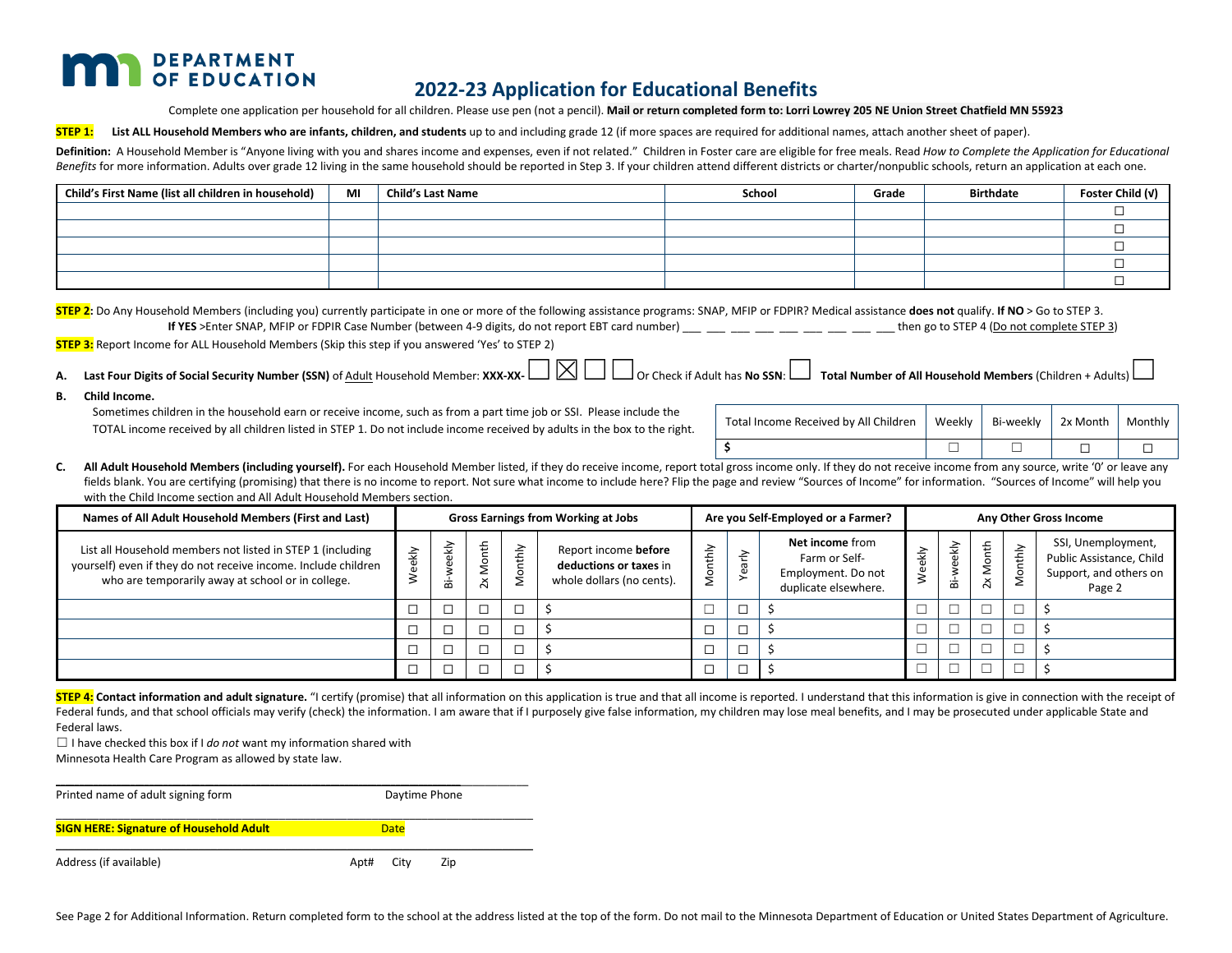# DEPARTMENT OF EDUCATION

## 2022-23 Application for Educational Benefits

Complete one application per household for all children. Please use pen (not a pencil). **Mail or return completed form to: Lorri Lowrey 205 NE Union Street Chatfield MN 55923**

**STEP 1:** **List ALL Household Members who are infants, children, and students** up to and including grade 12 (if more spaces are required for additional names, attach another sheet of paper).

**Definition:** A Household Member is "Anyone living with you and shares income and expenses, even if not related." Children in Foster care are eligible for free meals. Read *How to Complete the Application for Educational Benefits* for more information. Adults over grade 12 living in the same household should be reported in Step 3. If your children attend different districts or charter/nonpublic schools, return an application at each one.

| Child's First Name (list all children in household) | MI | Child's Last Name | School | Grade | Birthdate | Foster Child (√) |
|---|---|---|---|---|---|---|
| | | | | | | ☐ |
| | | | | | | ☐ |
| | | | | | | ☐ |
| | | | | | | ☐ |
| | | | | | | ☐ |

**STEP 2:** Do Any Household Members (including you) currently participate in one or more of the following assistance programs: SNAP, MFIP or FDPIR? Medical assistance **does not** qualify. **If NO** > Go to STEP 3.
**If YES** >Enter SNAP, MFIP or FDPIR Case Number (between 4-9 digits, do not report EBT card number) ___ ___ ___ ___ ___ ___ ___ ___ ___ then go to STEP 4 (Do not complete STEP 3)

**STEP 3:** Report Income for ALL Household Members (Skip this step if you answered 'Yes' to STEP 2)

**A. Last Four Digits of Social Security Number (SSN)** of Adult Household Member: **XXX-XX-** ☐ ☒ ☐ ☐ Or Check if Adult has **No SSN**: ☐ **Total Number of All Household Members** (Children + Adults) ☐

**B. Child Income.**

Sometimes children in the household earn or receive income, such as from a part time job or SSI. Please include the TOTAL income received by all children listed in STEP 1. Do not include income received by adults in the box to the right.

| Total Income Received by All Children | Weekly | Bi-weekly | 2x Month | Monthly |
|---|---|---|---|---|
| $ | ☐ | ☐ | ☐ | ☐ |

**C. All Adult Household Members (including yourself).** For each Household Member listed, if they do receive income, report total gross income only. If they do not receive income from any source, write '0' or leave any fields blank. You are certifying (promising) that there is no income to report. Not sure what income to include here? Flip the page and review "Sources of Income" for information. "Sources of Income" will help you with the Child Income section and All Adult Household Members section.

| Names of All Adult Household Members (First and Last) | Gross Earnings from Working at Jobs | | | | | Are you Self-Employed or a Farmer? | | | Any Other Gross Income | | | | |
|---|---|---|---|---|---|---|---|---|---|---|---|---|---|
| List all Household members not listed in STEP 1 (including yourself) even if they do not receive income. Include children who are temporarily away at school or in college. | Weekly | Bi-weekly | 2x Month | Monthly | Report income **before deductions or taxes** in whole dollars (no cents). | Monthly | Yearly | **Net income** from Farm or Self-Employment. Do not duplicate elsewhere. | Weekly | Bi-weekly | 2x Month | Monthly | SSI, Unemployment, Public Assistance, Child Support, and others on Page 2 |
| | ☐ | ☐ | ☐ | ☐ | $ | ☐ | ☐ | $ | ☐ | ☐ | ☐ | ☐ | $ |
| | ☐ | ☐ | ☐ | ☐ | $ | ☐ | ☐ | $ | ☐ | ☐ | ☐ | ☐ | $ |
| | ☐ | ☐ | ☐ | ☐ | $ | ☐ | ☐ | $ | ☐ | ☐ | ☐ | ☐ | $ |
| | ☐ | ☐ | ☐ | ☐ | $ | ☐ | ☐ | $ | ☐ | ☐ | ☐ | ☐ | $ |

**STEP 4: Contact information and adult signature.** "I certify (promise) that all information on this application is true and that all income is reported. I understand that this information is give in connection with the receipt of Federal funds, and that school officials may verify (check) the information. I am aware that if I purposely give false information, my children may lose meal benefits, and I may be prosecuted under applicable State and Federal laws.

☐ I have checked this box if I *do not* want my information shared with Minnesota Health Care Program as allowed by state law.

______________________________________________
Printed name of adult signing form Daytime Phone

______________________________________________
**SIGN HERE: Signature of Household Adult** Date

______________________________________________
Address (if available) Apt# City Zip

See Page 2 for Additional Information. Return completed form to the school at the address listed at the top of the form. Do not mail to the Minnesota Department of Education or United States Department of Agriculture.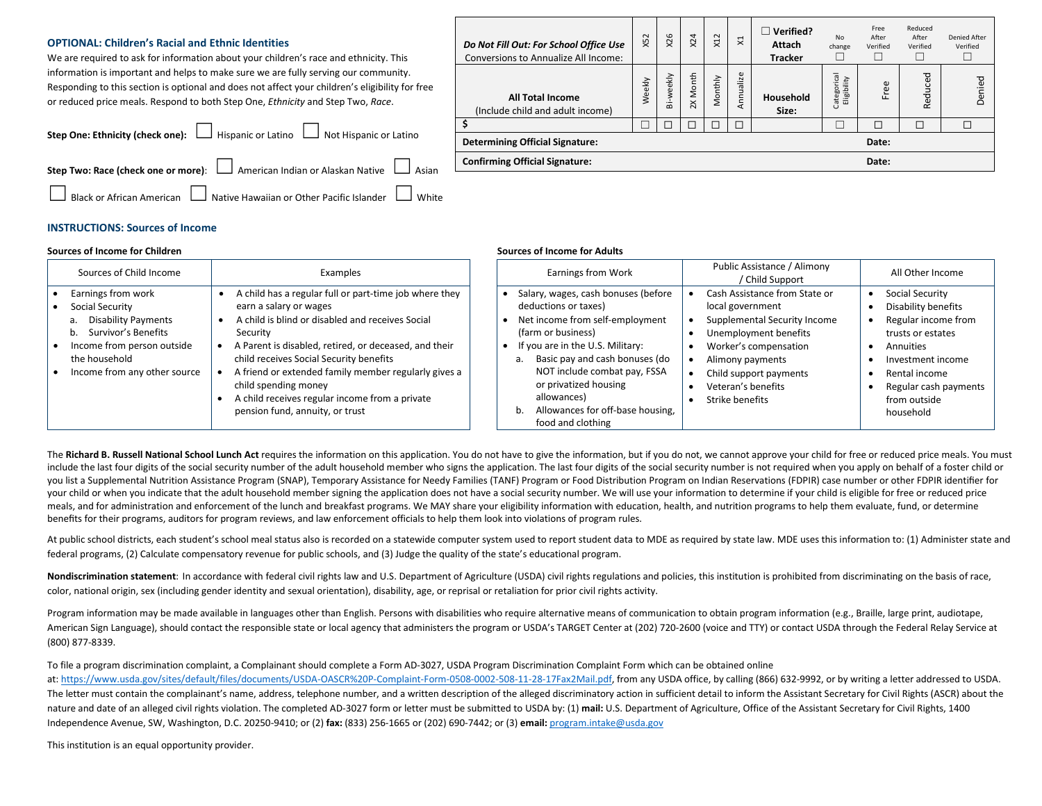### OPTIONAL: Children's Racial and Ethnic Identities

We are required to ask for information about your children's race and ethnicity. This information is important and helps to make sure we are fully serving our community. Responding to this section is optional and does not affect your children's eligibility for free or reduced price meals. Respond to both Step One, *Ethnicity* and Step Two, *Race*.

**Step One: Ethnicity (check one):** ☐ Hispanic or Latino ☐ Not Hispanic or Latino

**Step Two: Race (check one or more)**: ☐ American Indian or Alaskan Native ☐ Asian ☐ Black or African American ☐ Native Hawaiian or Other Pacific Islander ☐ White

| *Do Not Fill Out: For School Office Use* Conversions to Annualize All Income: | X52 | X26 | X24 | X12 | X1 | ☐ **Verified? Attach Tracker** | No change ☐ | Free After Verified ☐ | Reduced After Verified ☐ | Denied After Verified ☐ |
|---|---|---|---|---|---|---|---|---|---|---|
| **All Total Income** (Include child and adult income) | Weekly | Bi-weekly | 2X Month | Monthly | Annualize | **Household Size:** | Categorical Eligibility | Free | Reduced | Denied |
| $ | ☐ | ☐ | ☐ | ☐ | ☐ | | ☐ | ☐ | ☐ | ☐ |
| **Determining Official Signature:** | | | | | | | | **Date:** | | |
| **Confirming Official Signature:** | | | | | | | | **Date:** | | |

### INSTRUCTIONS: Sources of Income

**Sources of Income for Children**

| Sources of Child Income | Examples |
|---|---|
| • Earnings from work<br>• Social Security<br>  a. Disability Payments<br>  b. Survivor's Benefits<br>• Income from person outside the household<br>• Income from any other source | • A child has a regular full or part-time job where they earn a salary or wages<br>• A child is blind or disabled and receives Social Security<br>• A Parent is disabled, retired, or deceased, and their child receives Social Security benefits<br>• A friend or extended family member regularly gives a child spending money<br>• A child receives regular income from a private pension fund, annuity, or trust |

**Sources of Income for Adults**

| Earnings from Work | Public Assistance / Alimony / Child Support | All Other Income |
|---|---|---|
| • Salary, wages, cash bonuses (before deductions or taxes)<br>• Net income from self-employment (farm or business)<br>• If you are in the U.S. Military:<br>  a. Basic pay and cash bonuses (do NOT include combat pay, FSSA or privatized housing allowances)<br>  b. Allowances for off-base housing, food and clothing | • Cash Assistance from State or local government<br>• Supplemental Security Income<br>• Unemployment benefits<br>• Worker's compensation<br>• Alimony payments<br>• Child support payments<br>• Veteran's benefits<br>• Strike benefits | • Social Security<br>• Disability benefits<br>• Regular income from trusts or estates<br>• Annuities<br>• Investment income<br>• Rental income<br>• Regular cash payments from outside household |

The **Richard B. Russell National School Lunch Act** requires the information on this application. You do not have to give the information, but if you do not, we cannot approve your child for free or reduced price meals. You must include the last four digits of the social security number of the adult household member who signs the application. The last four digits of the social security number is not required when you apply on behalf of a foster child or you list a Supplemental Nutrition Assistance Program (SNAP), Temporary Assistance for Needy Families (TANF) Program or Food Distribution Program on Indian Reservations (FDPIR) case number or other FDPIR identifier for your child or when you indicate that the adult household member signing the application does not have a social security number. We will use your information to determine if your child is eligible for free or reduced price meals, and for administration and enforcement of the lunch and breakfast programs. We MAY share your eligibility information with education, health, and nutrition programs to help them evaluate, fund, or determine benefits for their programs, auditors for program reviews, and law enforcement officials to help them look into violations of program rules.

At public school districts, each student's school meal status also is recorded on a statewide computer system used to report student data to MDE as required by state law. MDE uses this information to: (1) Administer state and federal programs, (2) Calculate compensatory revenue for public schools, and (3) Judge the quality of the state's educational program.

**Nondiscrimination statement**: In accordance with federal civil rights law and U.S. Department of Agriculture (USDA) civil rights regulations and policies, this institution is prohibited from discriminating on the basis of race, color, national origin, sex (including gender identity and sexual orientation), disability, age, or reprisal or retaliation for prior civil rights activity.

Program information may be made available in languages other than English. Persons with disabilities who require alternative means of communication to obtain program information (e.g., Braille, large print, audiotape, American Sign Language), should contact the responsible state or local agency that administers the program or USDA's TARGET Center at (202) 720-2600 (voice and TTY) or contact USDA through the Federal Relay Service at (800) 877-8339.

To file a program discrimination complaint, a Complainant should complete a Form AD-3027, USDA Program Discrimination Complaint Form which can be obtained online at: https://www.usda.gov/sites/default/files/documents/USDA-OASCR%20P-Complaint-Form-0508-0002-508-11-28-17Fax2Mail.pdf, from any USDA office, by calling (866) 632-9992, or by writing a letter addressed to USDA. The letter must contain the complainant's name, address, telephone number, and a written description of the alleged discriminatory action in sufficient detail to inform the Assistant Secretary for Civil Rights (ASCR) about the nature and date of an alleged civil rights violation. The completed AD-3027 form or letter must be submitted to USDA by: (1) **mail:** U.S. Department of Agriculture, Office of the Assistant Secretary for Civil Rights, 1400 Independence Avenue, SW, Washington, D.C. 20250-9410; or (2) **fax:** (833) 256-1665 or (202) 690-7442; or (3) **email:** program.intake@usda.gov

This institution is an equal opportunity provider.